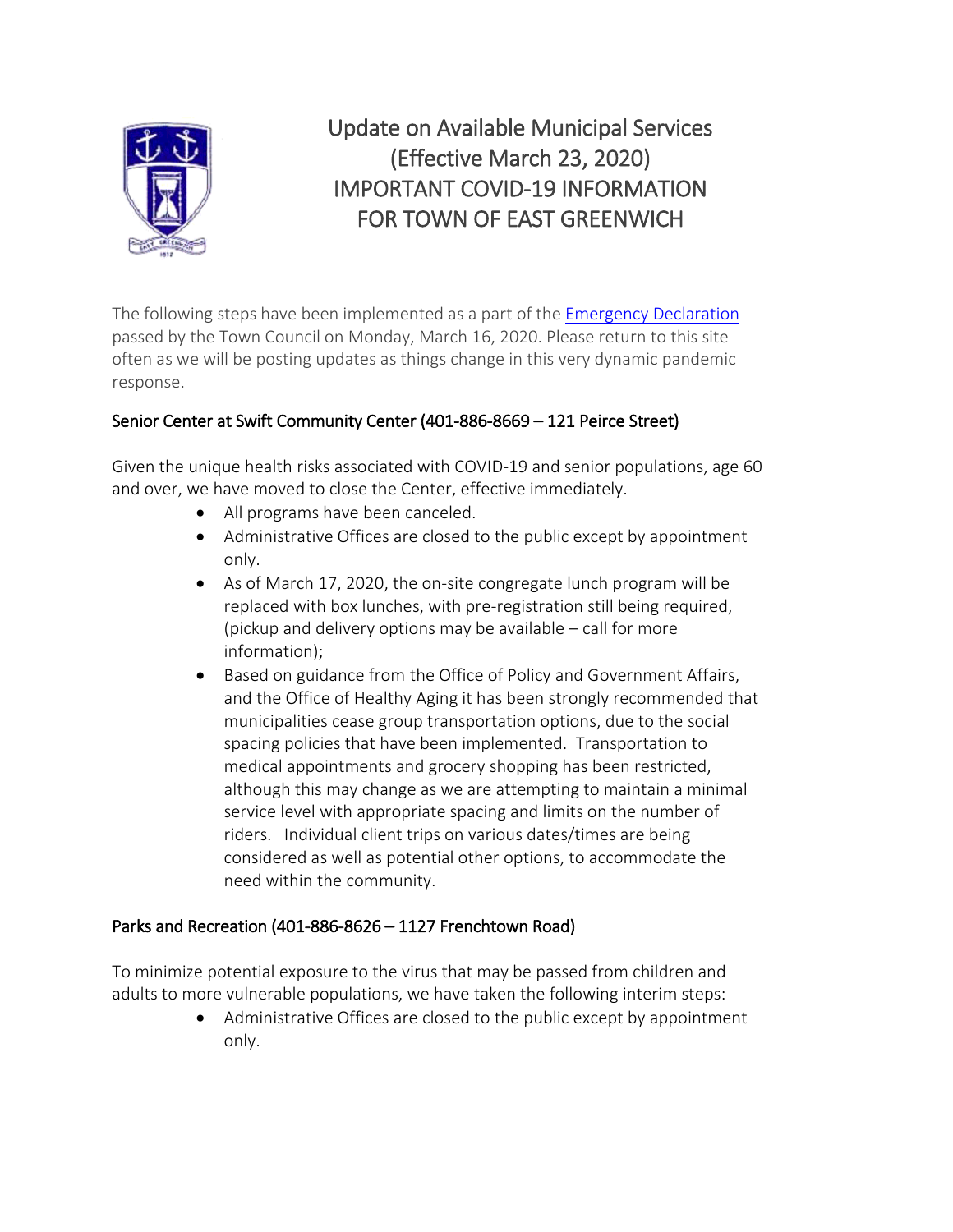# Update on Available Municipal Services (Effective March 23, 2020) IMPORTANT COVID-19 INFORMATION FOR TOWN OF EAST GREENWICH

The following steps have been implemented as a part of the Emergency Declaration passed by the Town Council on Monday, March 16, 2020. Please return to this site often as we will be posting updates as things change in this very dynamic pandemic response.

## Senior Center at Swift Community Center (401-886-8669 – 121 Peirce Street)

Given the unique health risks associated with COVID-19 and senior populations, age 60 and over, we have moved to close the Center, effective immediately.

- All programs have been canceled.
- Administrative Offices are closed to the public except by appointment only.
- As of March 17, 2020, the on-site congregate lunch program will be replaced with box lunches, with pre-registration still being required, (pickup and delivery options may be available – call for more information);
- Based on guidance from the Office of Policy and Government Affairs, and the Office of Healthy Aging it has been strongly recommended that municipalities cease group transportation options, due to the social spacing policies that have been implemented. Transportation to medical appointments and grocery shopping has been restricted, although this may change as we are attempting to maintain a minimal service level with appropriate spacing and limits on the number of riders. Individual client trips on various dates/times are being considered as well as potential other options, to accommodate the need within the community.

## Parks and Recreation (401-886-8626 – 1127 Frenchtown Road)

To minimize potential exposure to the virus that may be passed from children and adults to more vulnerable populations, we have taken the following interim steps:

- Administrative Offices are closed to the public except by appointment only.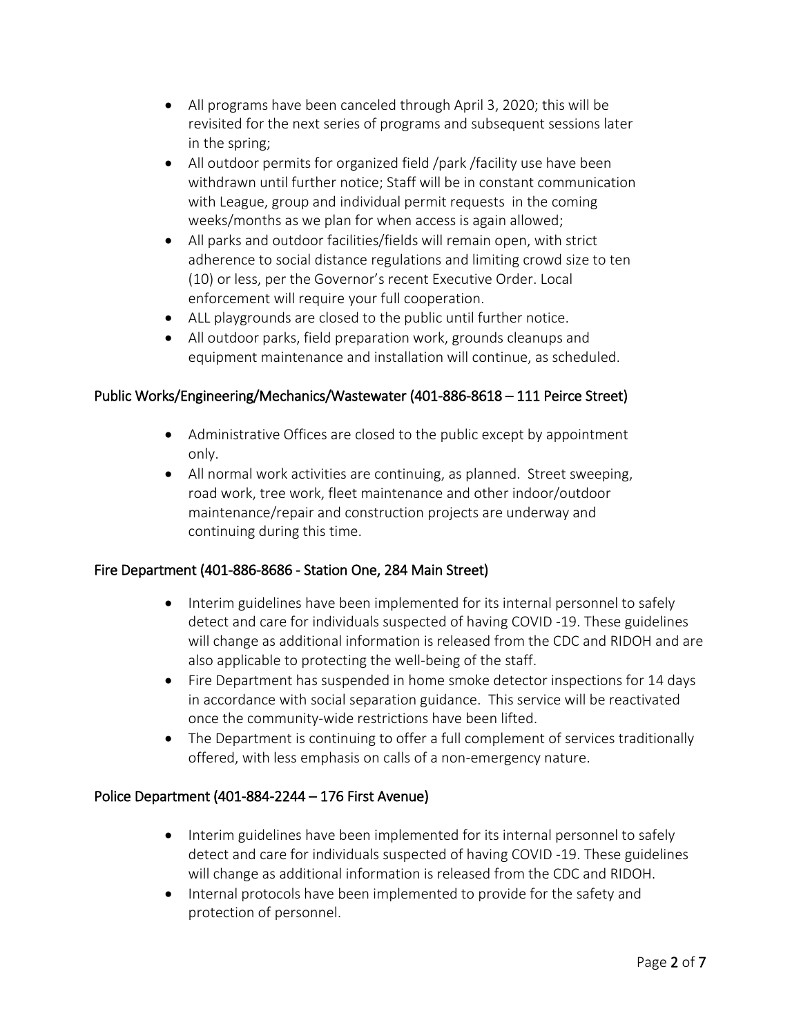- All programs have been canceled through April 3, 2020; this will be revisited for the next series of programs and subsequent sessions later in the spring;
- All outdoor permits for organized field /park /facility use have been withdrawn until further notice; Staff will be in constant communication with League, group and individual permit requests  in the coming weeks/months as we plan for when access is again allowed;
- All parks and outdoor facilities/fields will remain open, with strict adherence to social distance regulations and limiting crowd size to ten (10) or less, per the Governor's recent Executive Order. Local enforcement will require your full cooperation.
- ALL playgrounds are closed to the public until further notice.
- All outdoor parks, field preparation work, grounds cleanups and equipment maintenance and installation will continue, as scheduled.

## Public Works/Engineering/Mechanics/Wastewater (401-886-8618 – 111 Peirce Street)

- Administrative Offices are closed to the public except by appointment only.
- All normal work activities are continuing, as planned.  Street sweeping, road work, tree work, fleet maintenance and other indoor/outdoor maintenance/repair and construction projects are underway and continuing during this time.

## Fire Department (401-886-8686 - Station One, 284 Main Street)

- Interim guidelines have been implemented for its internal personnel to safely detect and care for individuals suspected of having COVID -19. These guidelines will change as additional information is released from the CDC and RIDOH and are also applicable to protecting the well-being of the staff.
- Fire Department has suspended in home smoke detector inspections for 14 days in accordance with social separation guidance.  This service will be reactivated once the community-wide restrictions have been lifted.
- The Department is continuing to offer a full complement of services traditionally offered, with less emphasis on calls of a non-emergency nature.

## Police Department (401-884-2244 – 176 First Avenue)

- Interim guidelines have been implemented for its internal personnel to safely detect and care for individuals suspected of having COVID -19. These guidelines will change as additional information is released from the CDC and RIDOH.
- Internal protocols have been implemented to provide for the safety and protection of personnel.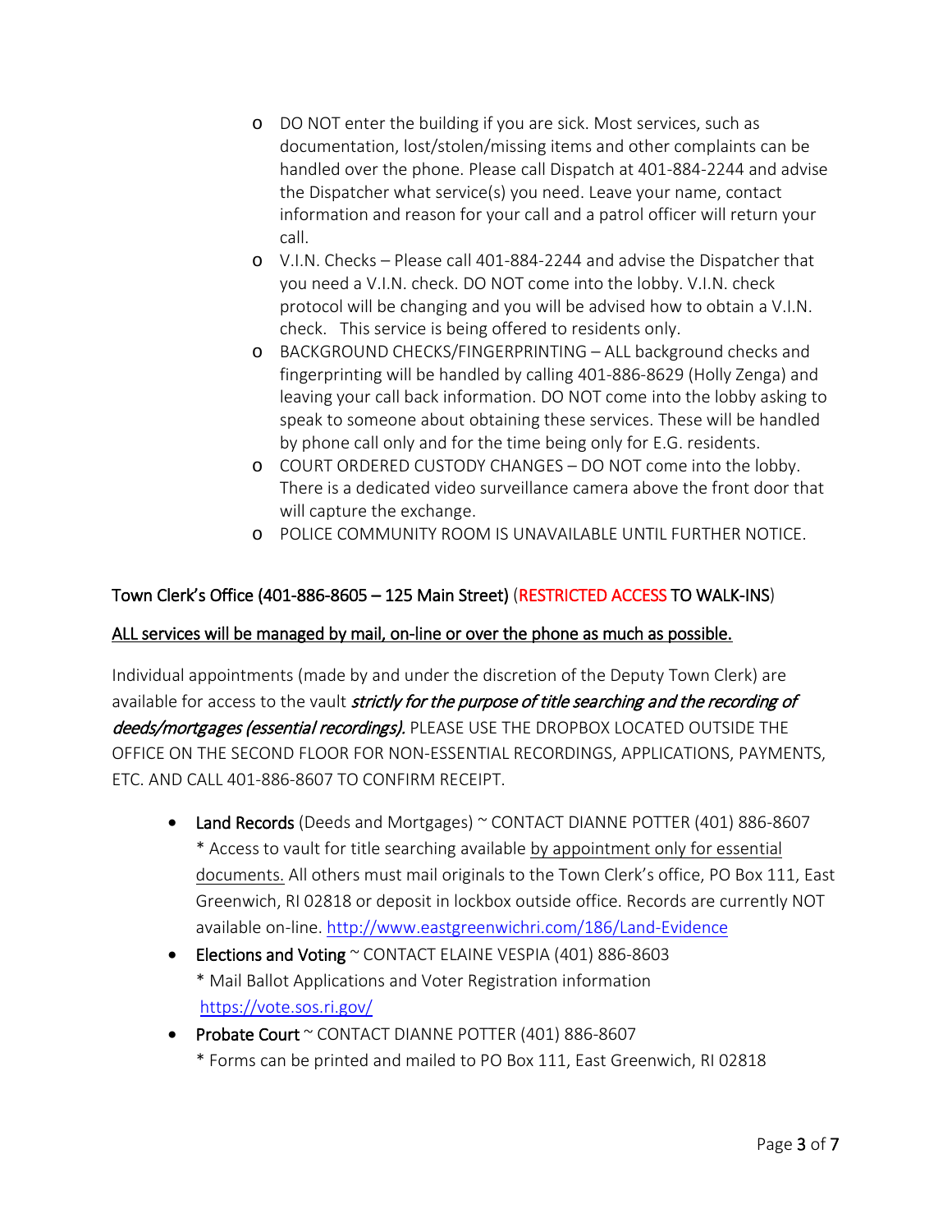- DO NOT enter the building if you are sick. Most services, such as documentation, lost/stolen/missing items and other complaints can be handled over the phone. Please call Dispatch at 401-884-2244 and advise the Dispatcher what service(s) you need. Leave your name, contact information and reason for your call and a patrol officer will return your call.
- V.I.N. Checks – Please call 401-884-2244 and advise the Dispatcher that you need a V.I.N. check. DO NOT come into the lobby. V.I.N. check protocol will be changing and you will be advised how to obtain a V.I.N. check. This service is being offered to residents only.
- BACKGROUND CHECKS/FINGERPRINTING – ALL background checks and fingerprinting will be handled by calling 401-886-8629 (Holly Zenga) and leaving your call back information. DO NOT come into the lobby asking to speak to someone about obtaining these services. These will be handled by phone call only and for the time being only for E.G. residents.
- COURT ORDERED CUSTODY CHANGES – DO NOT come into the lobby. There is a dedicated video surveillance camera above the front door that will capture the exchange.
- POLICE COMMUNITY ROOM IS UNAVAILABLE UNTIL FURTHER NOTICE.

## Town Clerk's Office (401-886-8605 – 125 Main Street) (RESTRICTED ACCESS TO WALK-INS)

**ALL services will be managed by mail, on-line or over the phone as much as possible.**

Individual appointments (made by and under the discretion of the Deputy Town Clerk) are available for access to the vault *strictly for the purpose of title searching and the recording of deeds/mortgages (essential recordings).* PLEASE USE THE DROPBOX LOCATED OUTSIDE THE OFFICE ON THE SECOND FLOOR FOR NON-ESSENTIAL RECORDINGS, APPLICATIONS, PAYMENTS, ETC. AND CALL 401-886-8607 TO CONFIRM RECEIPT.

- Land Records (Deeds and Mortgages) ~ CONTACT DIANNE POTTER (401) 886-8607
  * Access to vault for title searching available by appointment only for essential documents. All others must mail originals to the Town Clerk's office, PO Box 111, East Greenwich, RI 02818 or deposit in lockbox outside office. Records are currently NOT available on-line. http://www.eastgreenwichri.com/186/Land-Evidence
- Elections and Voting ~ CONTACT ELAINE VESPIA (401) 886-8603
  * Mail Ballot Applications and Voter Registration information https://vote.sos.ri.gov/
- Probate Court ~ CONTACT DIANNE POTTER (401) 886-8607
  * Forms can be printed and mailed to PO Box 111, East Greenwich, RI 02818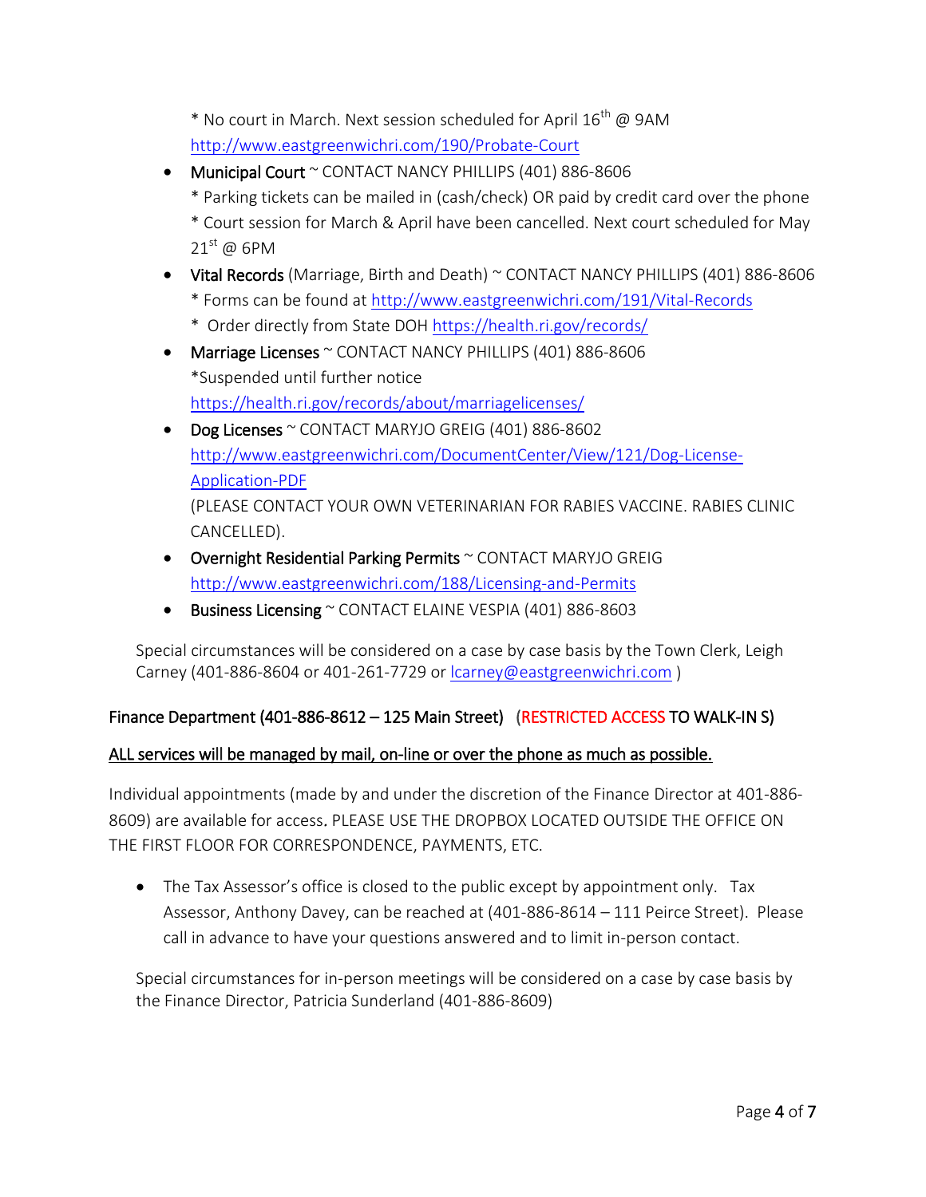* No court in March. Next session scheduled for April 16th @ 9AM
  http://www.eastgreenwichri.com/190/Probate-Court

- Municipal Court ~ CONTACT NANCY PHILLIPS (401) 886-8606
  * Parking tickets can be mailed in (cash/check) OR paid by credit card over the phone
  * Court session for March & April have been cancelled. Next court scheduled for May 21st @ 6PM
- Vital Records (Marriage, Birth and Death) ~ CONTACT NANCY PHILLIPS (401) 886-8606
  * Forms can be found at http://www.eastgreenwichri.com/191/Vital-Records
  * Order directly from State DOH https://health.ri.gov/records/
- Marriage Licenses ~ CONTACT NANCY PHILLIPS (401) 886-8606
  *Suspended until further notice
  https://health.ri.gov/records/about/marriagelicenses/
- Dog Licenses ~ CONTACT MARYJO GREIG (401) 886-8602
  http://www.eastgreenwichri.com/DocumentCenter/View/121/Dog-License-Application-PDF
  (PLEASE CONTACT YOUR OWN VETERINARIAN FOR RABIES VACCINE. RABIES CLINIC CANCELLED).
- Overnight Residential Parking Permits ~ CONTACT MARYJO GREIG
  http://www.eastgreenwichri.com/188/Licensing-and-Permits
- Business Licensing ~ CONTACT ELAINE VESPIA (401) 886-8603

Special circumstances will be considered on a case by case basis by the Town Clerk, Leigh Carney (401-886-8604 or 401-261-7729 or lcarney@eastgreenwichri.com )

## Finance Department (401-886-8612 – 125 Main Street) (RESTRICTED ACCESS TO WALK-IN S)

<u>ALL services will be managed by mail, on-line or over the phone as much as possible.</u>

Individual appointments (made by and under the discretion of the Finance Director at 401-886-8609) are available for access. PLEASE USE THE DROPBOX LOCATED OUTSIDE THE OFFICE ON THE FIRST FLOOR FOR CORRESPONDENCE, PAYMENTS, ETC.

- The Tax Assessor's office is closed to the public except by appointment only. Tax Assessor, Anthony Davey, can be reached at (401-886-8614 – 111 Peirce Street). Please call in advance to have your questions answered and to limit in-person contact.

Special circumstances for in-person meetings will be considered on a case by case basis by the Finance Director, Patricia Sunderland (401-886-8609)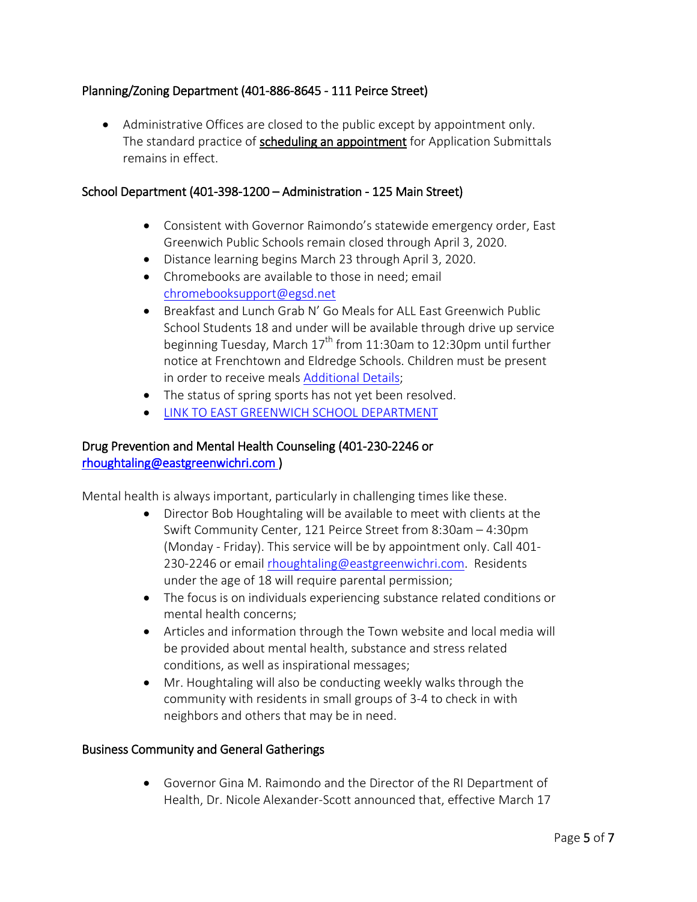## Planning/Zoning Department (401-886-8645 - 111 Peirce Street)

- Administrative Offices are closed to the public except by appointment only. The standard practice of **scheduling an appointment** for Application Submittals remains in effect.

## School Department (401-398-1200 – Administration - 125 Main Street)

- Consistent with Governor Raimondo's statewide emergency order, East Greenwich Public Schools remain closed through April 3, 2020.
- Distance learning begins March 23 through April 3, 2020.
- Chromebooks are available to those in need; email chromebooksupport@egsd.net
- Breakfast and Lunch Grab N' Go Meals for ALL East Greenwich Public School Students 18 and under will be available through drive up service beginning Tuesday, March 17th from 11:30am to 12:30pm until further notice at Frenchtown and Eldredge Schools. Children must be present in order to receive meals Additional Details;
- The status of spring sports has not yet been resolved.
- LINK TO EAST GREENWICH SCHOOL DEPARTMENT

## Drug Prevention and Mental Health Counseling (401-230-2246 or rhoughtaling@eastgreenwichri.com )

Mental health is always important, particularly in challenging times like these.

- Director Bob Houghtaling will be available to meet with clients at the Swift Community Center, 121 Peirce Street from 8:30am – 4:30pm (Monday - Friday). This service will be by appointment only. Call 401-230-2246 or email rhoughtaling@eastgreenwichri.com. Residents under the age of 18 will require parental permission;
- The focus is on individuals experiencing substance related conditions or mental health concerns;
- Articles and information through the Town website and local media will be provided about mental health, substance and stress related conditions, as well as inspirational messages;
- Mr. Houghtaling will also be conducting weekly walks through the community with residents in small groups of 3-4 to check in with neighbors and others that may be in need.

## Business Community and General Gatherings

- Governor Gina M. Raimondo and the Director of the RI Department of Health, Dr. Nicole Alexander-Scott announced that, effective March 17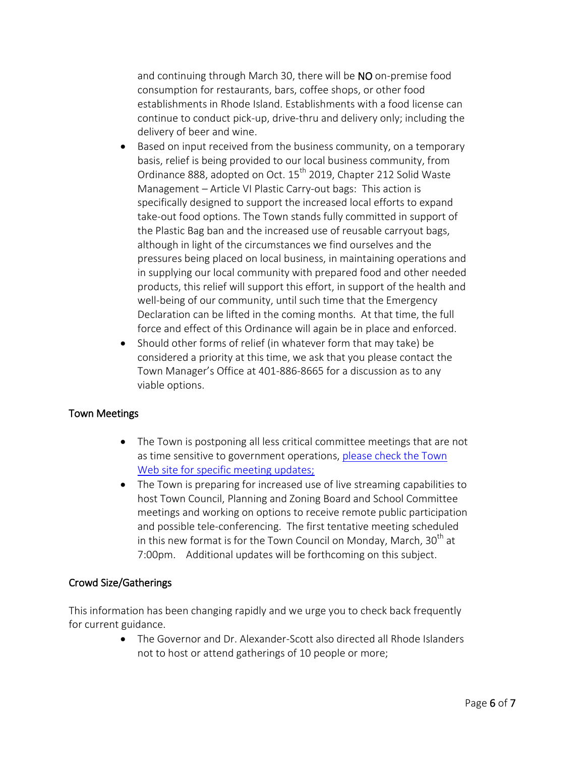and continuing through March 30, there will be **NO** on-premise food consumption for restaurants, bars, coffee shops, or other food establishments in Rhode Island. Establishments with a food license can continue to conduct pick-up, drive-thru and delivery only; including the delivery of beer and wine.

- Based on input received from the business community, on a temporary basis, relief is being provided to our local business community, from Ordinance 888, adopted on Oct. 15th 2019, Chapter 212 Solid Waste Management – Article VI Plastic Carry-out bags: This action is specifically designed to support the increased local efforts to expand take-out food options. The Town stands fully committed in support of the Plastic Bag ban and the increased use of reusable carryout bags, although in light of the circumstances we find ourselves and the pressures being placed on local business, in maintaining operations and in supplying our local community with prepared food and other needed products, this relief will support this effort, in support of the health and well-being of our community, until such time that the Emergency Declaration can be lifted in the coming months. At that time, the full force and effect of this Ordinance will again be in place and enforced.
- Should other forms of relief (in whatever form that may take) be considered a priority at this time, we ask that you please contact the Town Manager's Office at 401-886-8665 for a discussion as to any viable options.

## Town Meetings

- The Town is postponing all less critical committee meetings that are not as time sensitive to government operations, please check the Town Web site for specific meeting updates;
- The Town is preparing for increased use of live streaming capabilities to host Town Council, Planning and Zoning Board and School Committee meetings and working on options to receive remote public participation and possible tele-conferencing. The first tentative meeting scheduled in this new format is for the Town Council on Monday, March, 30th at 7:00pm. Additional updates will be forthcoming on this subject.

## Crowd Size/Gatherings

This information has been changing rapidly and we urge you to check back frequently for current guidance.

- The Governor and Dr. Alexander-Scott also directed all Rhode Islanders not to host or attend gatherings of 10 people or more;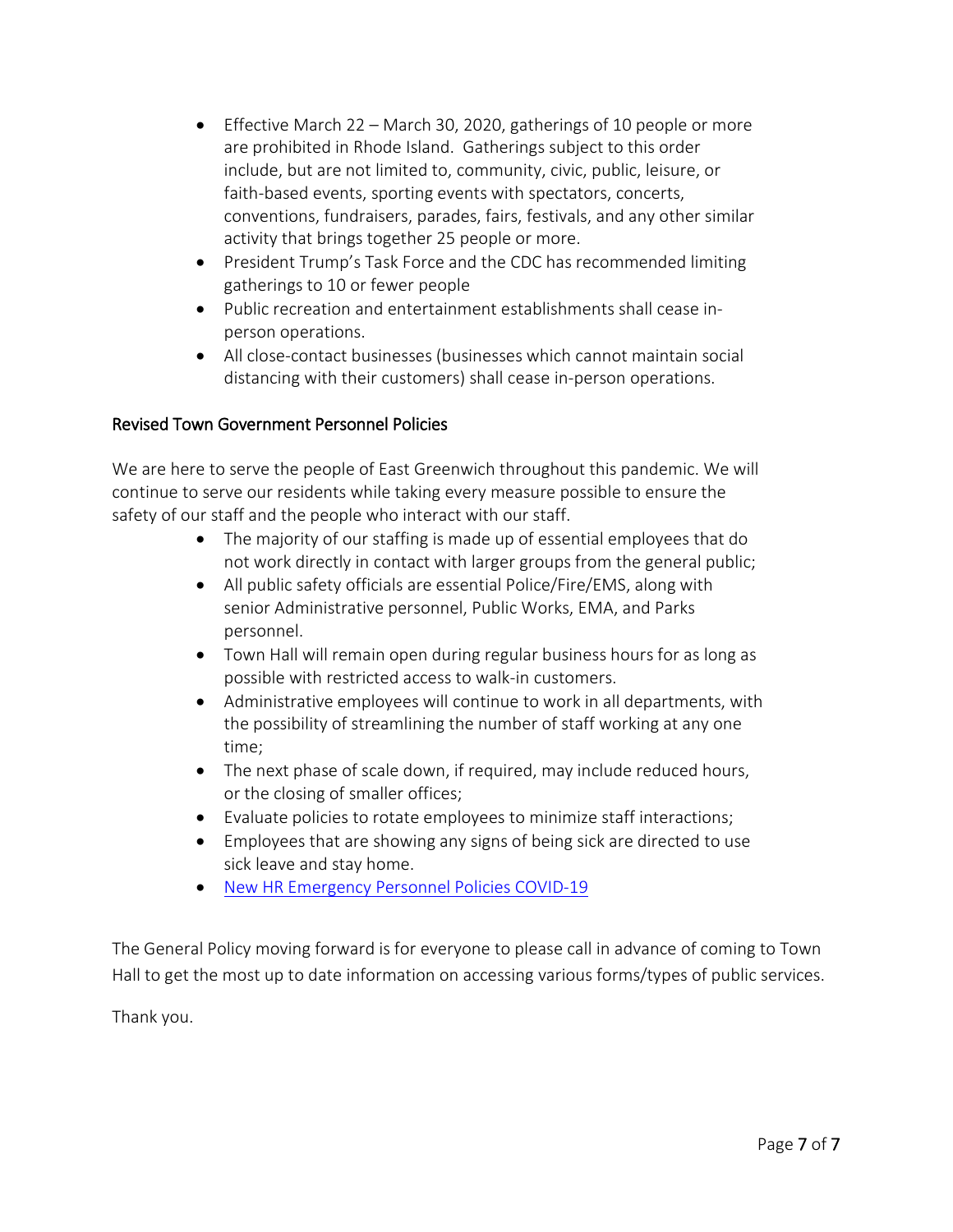- Effective March 22 – March 30, 2020, gatherings of 10 people or more are prohibited in Rhode Island. Gatherings subject to this order include, but are not limited to, community, civic, public, leisure, or faith-based events, sporting events with spectators, concerts, conventions, fundraisers, parades, fairs, festivals, and any other similar activity that brings together 25 people or more.
- President Trump's Task Force and the CDC has recommended limiting gatherings to 10 or fewer people
- Public recreation and entertainment establishments shall cease in-person operations.
- All close-contact businesses (businesses which cannot maintain social distancing with their customers) shall cease in-person operations.

## Revised Town Government Personnel Policies

We are here to serve the people of East Greenwich throughout this pandemic. We will continue to serve our residents while taking every measure possible to ensure the safety of our staff and the people who interact with our staff.

- The majority of our staffing is made up of essential employees that do not work directly in contact with larger groups from the general public;
- All public safety officials are essential Police/Fire/EMS, along with senior Administrative personnel, Public Works, EMA, and Parks personnel.
- Town Hall will remain open during regular business hours for as long as possible with restricted access to walk-in customers.
- Administrative employees will continue to work in all departments, with the possibility of streamlining the number of staff working at any one time;
- The next phase of scale down, if required, may include reduced hours, or the closing of smaller offices;
- Evaluate policies to rotate employees to minimize staff interactions;
- Employees that are showing any signs of being sick are directed to use sick leave and stay home.
- New HR Emergency Personnel Policies COVID-19

The General Policy moving forward is for everyone to please call in advance of coming to Town Hall to get the most up to date information on accessing various forms/types of public services.

Thank you.